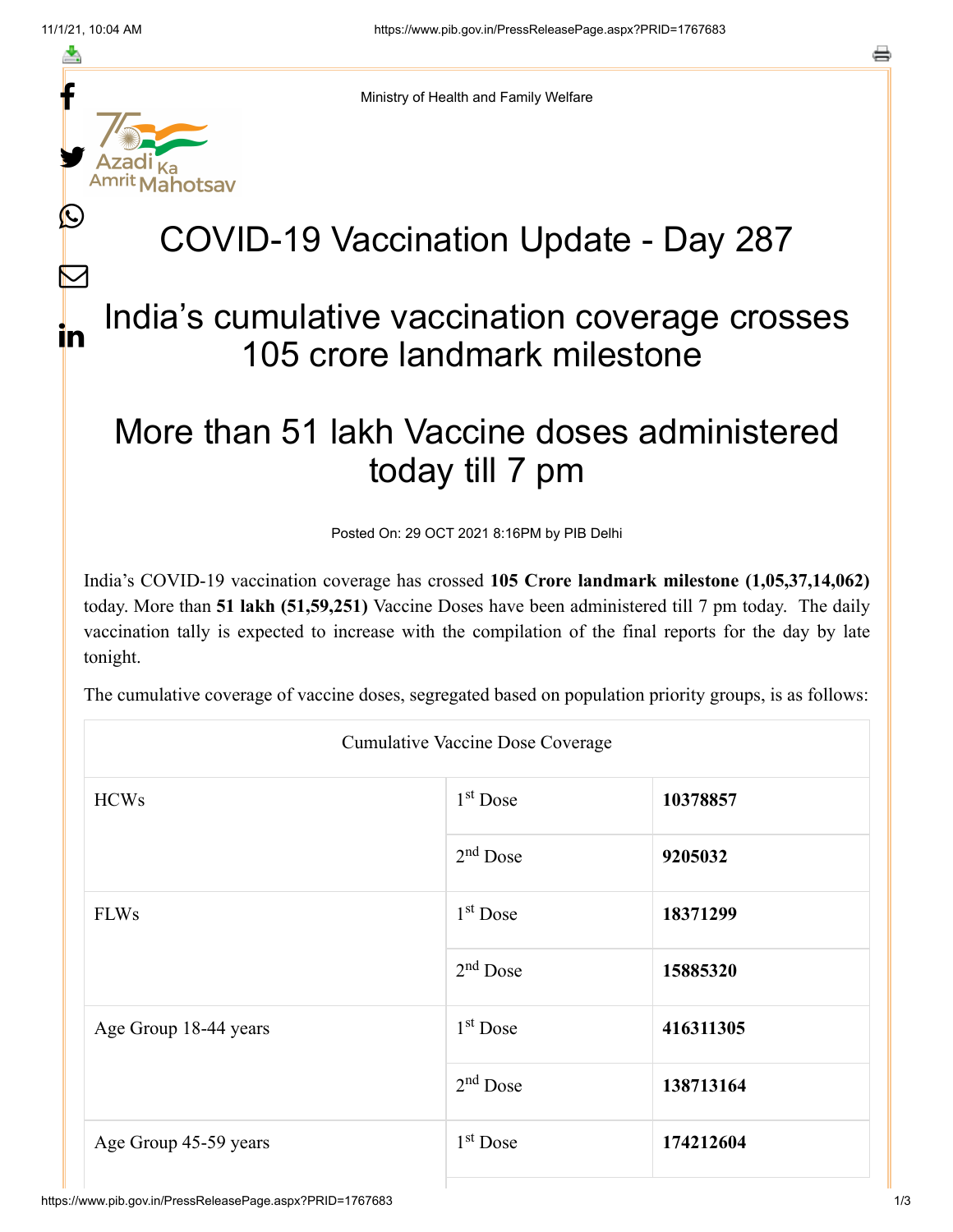Ministry of Health and Family Welfare

# COVID-19 Vaccination Update - Day 287

## India's cumulative vaccination coverage crosses 105 crore landmark milestone

## More than 51 lakh Vaccine doses administered today till 7 pm

Posted On: 29 OCT 2021 8:16PM by PIB Delhi

India's COVID-19 vaccination coverage has crossed **105 Crore landmark milestone (1,05,37,14,062)** today. More than **51 lakh (51,59,251)** Vaccine Doses have been administered till 7 pm today. The daily vaccination tally is expected to increase with the compilation of the final reports for the day by late tonight.

The cumulative coverage of vaccine doses, segregated based on population priority groups, is as follows:

| Cumulative Vaccine Dose Coverage | | |
|---|---|---|
| HCWs | 1st Dose | **10378857** |
| | 2nd Dose | **9205032** |
| FLWs | 1st Dose | **18371299** |
| | 2nd Dose | **15885320** |
| Age Group 18-44 years | 1st Dose | **416311305** |
| | 2nd Dose | **138713164** |
| Age Group 45-59 years | 1st Dose | **174212604** |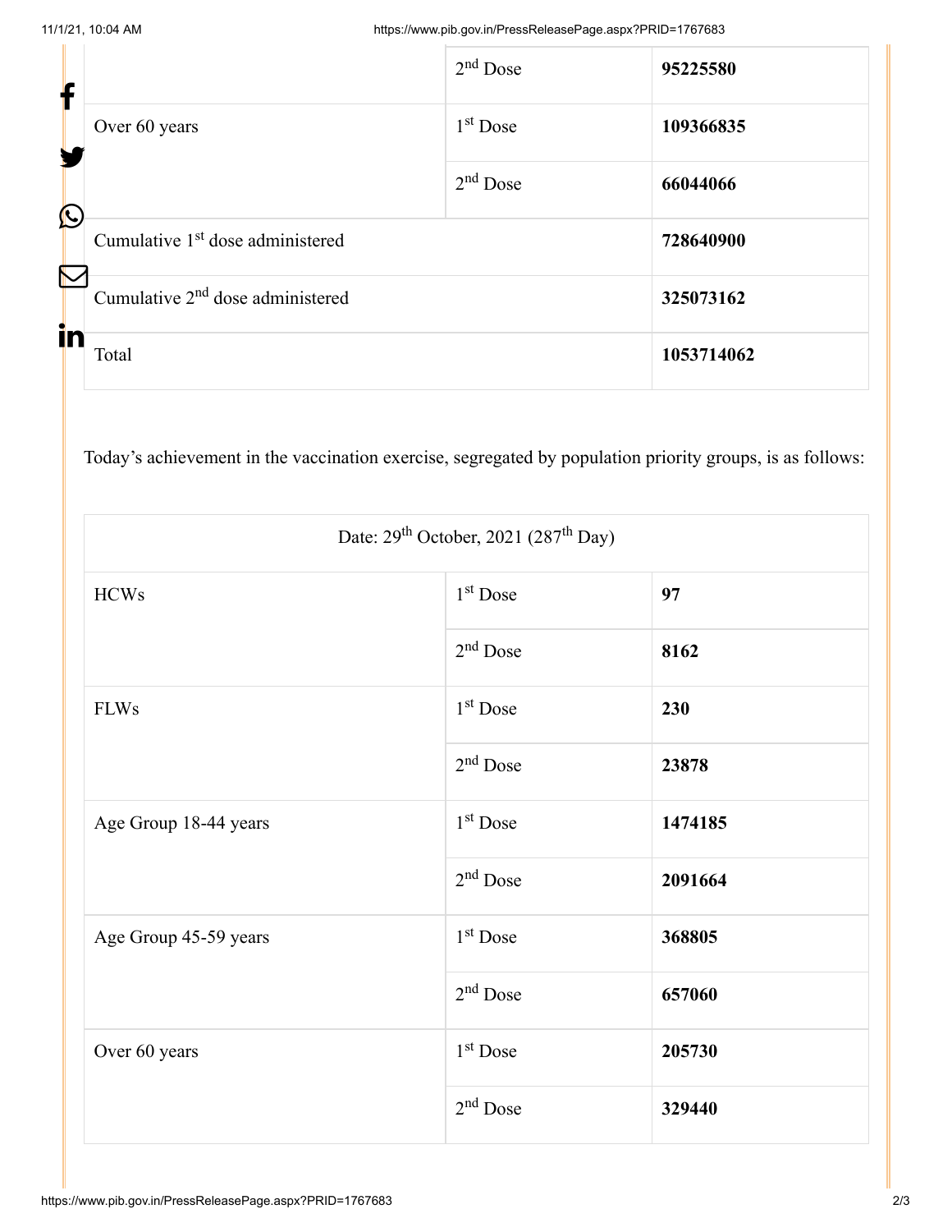| | | |
|---|---|---|
| | 2nd Dose | **95225580** |
| Over 60 years | 1st Dose | **109366835** |
| | 2nd Dose | **66044066** |
| Cumulative 1st dose administered | | **728640900** |
| Cumulative 2nd dose administered | | **325073162** |
| Total | | **1053714062** |

Today's achievement in the vaccination exercise, segregated by population priority groups, is as follows:

| Date: 29th October, 2021 (287th Day) | | |
|---|---|---|
| HCWs | 1st Dose | **97** |
| | 2nd Dose | **8162** |
| FLWs | 1st Dose | **230** |
| | 2nd Dose | **23878** |
| Age Group 18-44 years | 1st Dose | **1474185** |
| | 2nd Dose | **2091664** |
| Age Group 45-59 years | 1st Dose | **368805** |
| | 2nd Dose | **657060** |
| Over 60 years | 1st Dose | **205730** |
| | 2nd Dose | **329440** |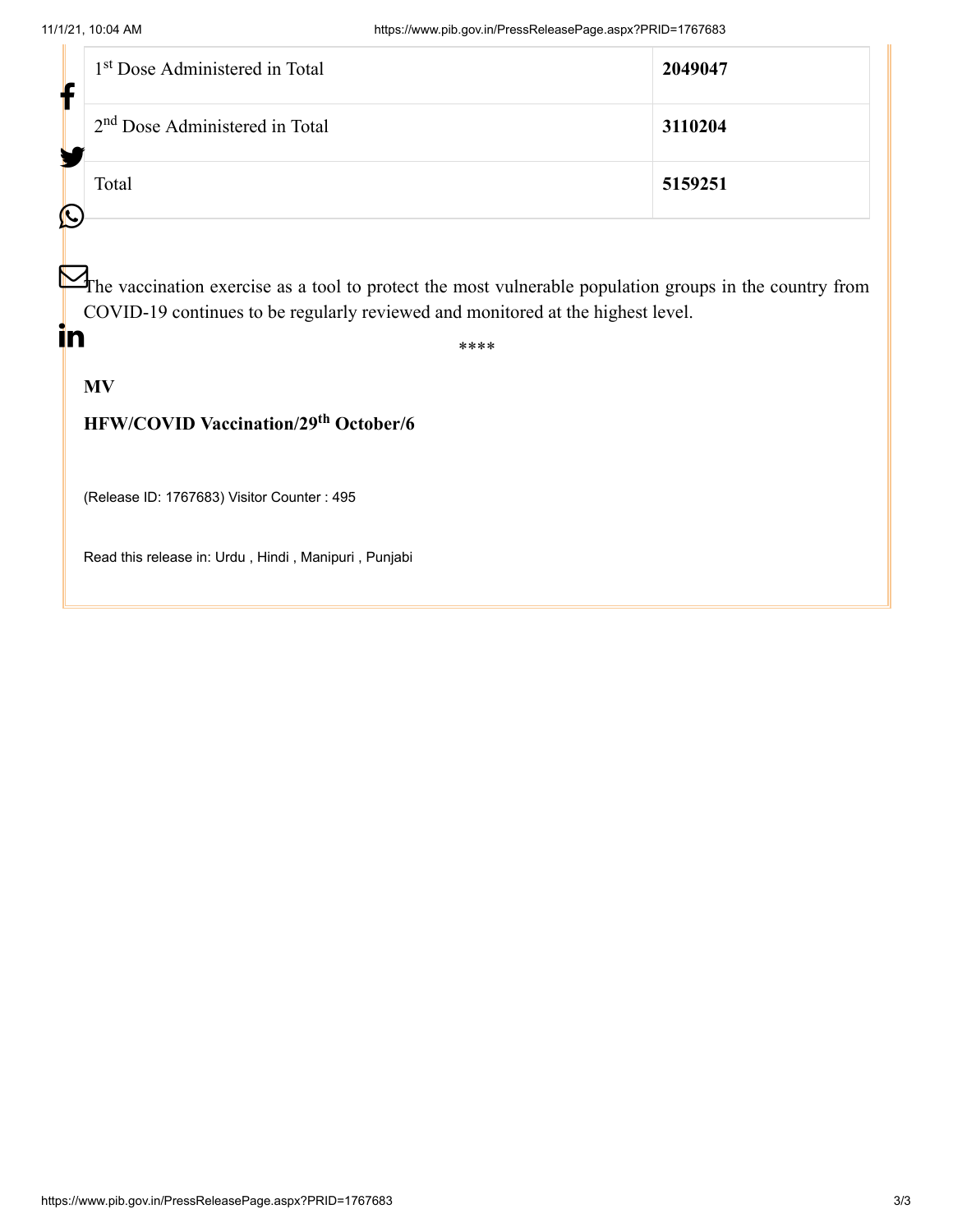| | |
|---|---|
| 1st Dose Administered in Total | **2049047** |
| 2nd Dose Administered in Total | **3110204** |
| Total | **5159251** |

The vaccination exercise as a tool to protect the most vulnerable population groups in the country from COVID-19 continues to be regularly reviewed and monitored at the highest level.

****

**MV**

**HFW/COVID Vaccination/29th October/6**

(Release ID: 1767683) Visitor Counter : 495

Read this release in: Urdu , Hindi , Manipuri , Punjabi